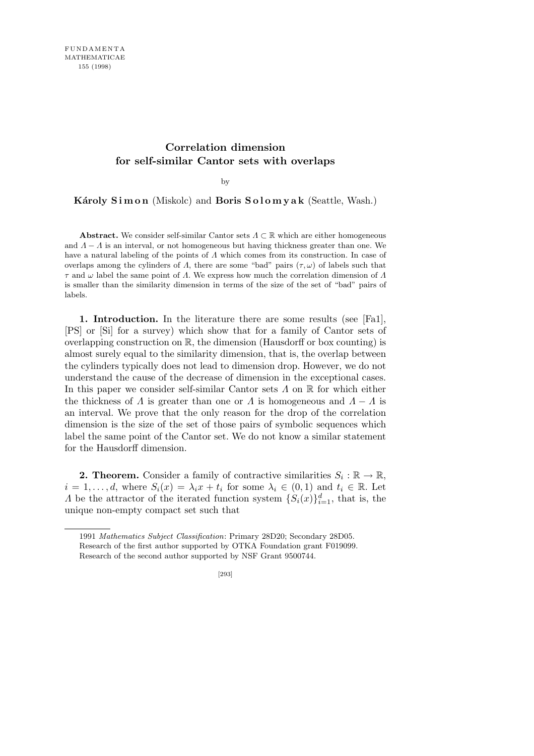# Correlation dimension for self-similar Cantor sets with overlaps

by

**Károly Simon** (Miskolc) and **Boris Solomyak** (Seattle, Wash.)

**Abstract.** We consider self-similar Cantor sets $\Lambda \subset \mathbb{R}$ which are either homogeneous and $\Lambda - \Lambda$ is an interval, or not homogeneous but having thickness greater than one. We have a natural labeling of the points of $\Lambda$ which comes from its construction. In case of overlaps among the cylinders of $\Lambda$, there are some "bad" pairs $(\tau, \omega)$ of labels such that $\tau$ and $\omega$ label the same point of $\Lambda$. We express how much the correlation dimension of $\Lambda$ is smaller than the similarity dimension in terms of the size of the set of "bad" pairs of labels.

**1. Introduction.** In the literature there are some results (see [Fa1], [PS] or [Si] for a survey) which show that for a family of Cantor sets of overlapping construction on $\mathbb{R}$, the dimension (Hausdorff or box counting) is almost surely equal to the similarity dimension, that is, the overlap between the cylinders typically does not lead to dimension drop. However, we do not understand the cause of the decrease of dimension in the exceptional cases. In this paper we consider self-similar Cantor sets $\Lambda$ on $\mathbb{R}$ for which either the thickness of $\Lambda$ is greater than one or $\Lambda$ is homogeneous and $\Lambda - \Lambda$ is an interval. We prove that the only reason for the drop of the correlation dimension is the size of the set of those pairs of symbolic sequences which label the same point of the Cantor set. We do not know a similar statement for the Hausdorff dimension.

**2. Theorem.** Consider a family of contractive similarities $S_i : \mathbb{R} \to \mathbb{R}$, $i = 1, \ldots, d$, where $S_i(x) = \lambda_i x + t_i$ for some $\lambda_i \in (0, 1)$ and $t_i \in \mathbb{R}$. Let $\Lambda$ be the attractor of the iterated function system $\{S_i(x)\}_{i=1}^{d}$, that is, the unique non-empty compact set such that

---

1991 *Mathematics Subject Classification*: Primary 28D20; Secondary 28D05.

Research of the first author supported by OTKA Foundation grant F019099.

Research of the second author supported by NSF Grant 9500744.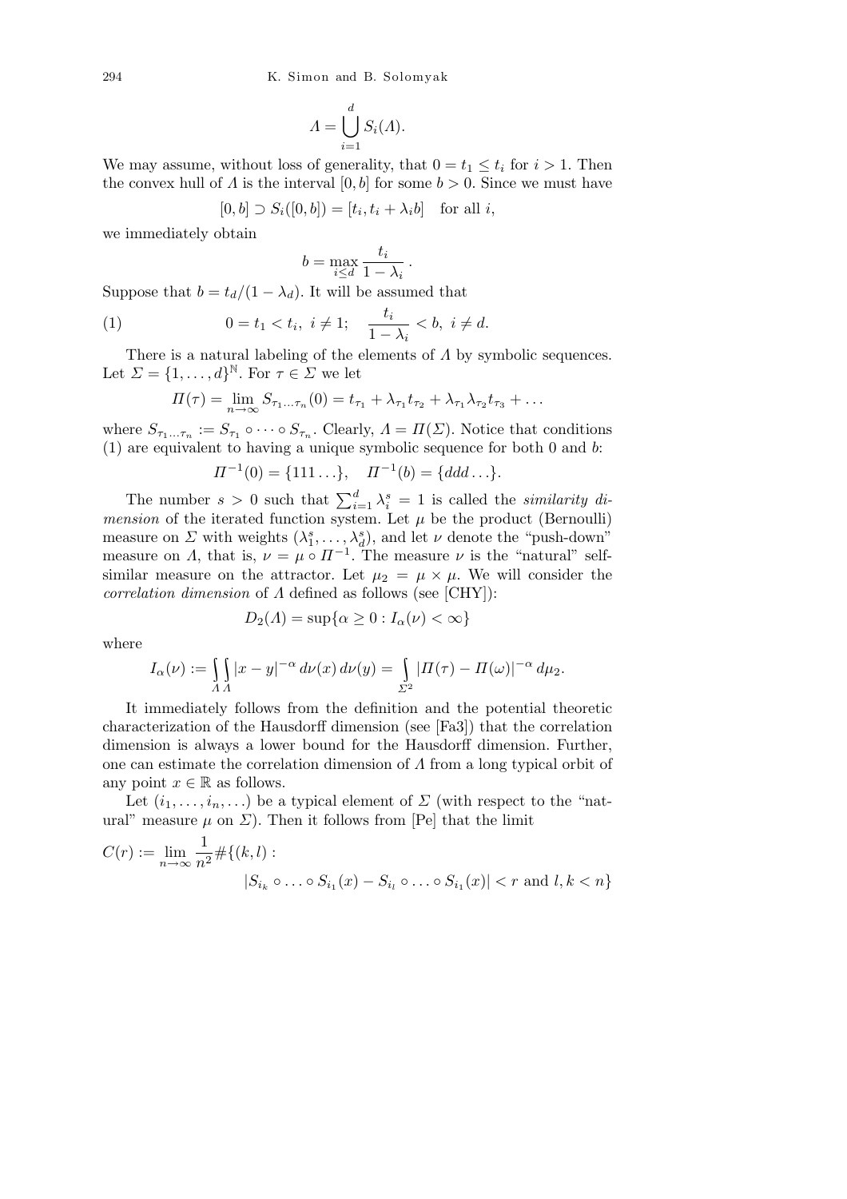$$\Lambda = \bigcup_{i=1}^{d} S_i(\Lambda).$$

We may assume, without loss of generality, that $0 = t_1 \le t_i$ for $i > 1$. Then the convex hull of $\Lambda$ is the interval $[0, b]$ for some $b > 0$. Since we must have

$$[0, b] \supset S_i([0, b]) = [t_i, t_i + \lambda_i b] \quad \text{for all } i,$$

we immediately obtain

$$b = \max_{i \le d} \frac{t_i}{1 - \lambda_i}.$$

Suppose that $b = t_d/(1 - \lambda_d)$. It will be assumed that

$$(1) \qquad 0 = t_1 < t_i, \ i \ne 1; \quad \frac{t_i}{1 - \lambda_i} < b, \ i \ne d.$$

There is a natural labeling of the elements of $\Lambda$ by symbolic sequences. Let $\Sigma = \{1, \ldots, d\}^{\mathbb{N}}$. For $\tau \in \Sigma$ we let

$$\Pi(\tau) = \lim_{n \to \infty} S_{\tau_1 \ldots \tau_n}(0) = t_{\tau_1} + \lambda_{\tau_1} t_{\tau_2} + \lambda_{\tau_1} \lambda_{\tau_2} t_{\tau_3} + \ldots$$

where $S_{\tau_1 \ldots \tau_n} := S_{\tau_1} \circ \cdots \circ S_{\tau_n}$. Clearly, $\Lambda = \Pi(\Sigma)$. Notice that conditions (1) are equivalent to having a unique symbolic sequence for both 0 and $b$:

$$\Pi^{-1}(0) = \{111\ldots\}, \quad \Pi^{-1}(b) = \{ddd\ldots\}.$$

The number $s > 0$ such that $\sum_{i=1}^{d} \lambda_i^s = 1$ is called the *similarity dimension* of the iterated function system. Let $\mu$ be the product (Bernoulli) measure on $\Sigma$ with weights $(\lambda_1^s, \ldots, \lambda_d^s)$, and let $\nu$ denote the "push-down" measure on $\Lambda$, that is, $\nu = \mu \circ \Pi^{-1}$. The measure $\nu$ is the "natural" self-similar measure on the attractor. Let $\mu_2 = \mu \times \mu$. We will consider the *correlation dimension* of $\Lambda$ defined as follows (see [CHY]):

$$D_2(\Lambda) = \sup\{\alpha \ge 0 : I_\alpha(\nu) < \infty\}$$

where

$$I_\alpha(\nu) := \int_\Lambda \int_\Lambda |x - y|^{-\alpha} \, d\nu(x) \, d\nu(y) = \int_{\Sigma^2} |\Pi(\tau) - \Pi(\omega)|^{-\alpha} \, d\mu_2.$$

It immediately follows from the definition and the potential theoretic characterization of the Hausdorff dimension (see [Fa3]) that the correlation dimension is always a lower bound for the Hausdorff dimension. Further, one can estimate the correlation dimension of $\Lambda$ from a long typical orbit of any point $x \in \mathbb{R}$ as follows.

Let $(i_1, \ldots, i_n, \ldots)$ be a typical element of $\Sigma$ (with respect to the "natural" measure $\mu$ on $\Sigma$). Then it follows from [Pe] that the limit

$$C(r) := \lim_{n \to \infty} \frac{1}{n^2} \#\{(k, l) : |S_{i_k} \circ \ldots \circ S_{i_1}(x) - S_{i_l} \circ \ldots \circ S_{i_1}(x)| < r \text{ and } l, k < n\}$$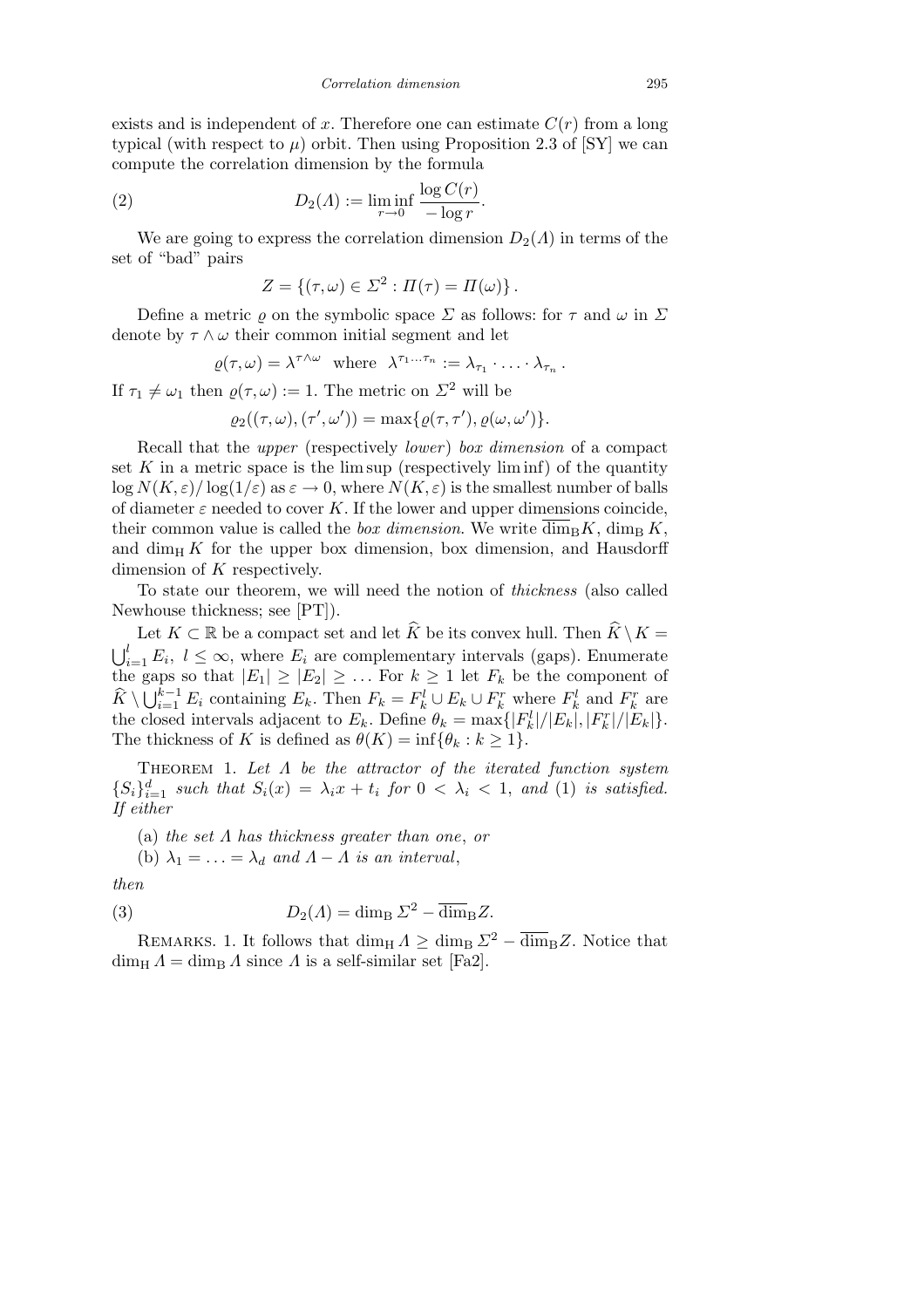exists and is independent of $x$. Therefore one can estimate $C(r)$ from a long typical (with respect to $\mu$) orbit. Then using Proposition 2.3 of [SY] we can compute the correlation dimension by the formula

$$D_2(\Lambda) := \liminf_{r\to 0} \frac{\log C(r)}{-\log r}. \tag{2}$$

We are going to express the correlation dimension $D_2(\Lambda)$ in terms of the set of "bad" pairs

$$Z = \{(\tau,\omega) \in \Sigma^2 : \Pi(\tau) = \Pi(\omega)\}.$$

Define a metric $\varrho$ on the symbolic space $\Sigma$ as follows: for $\tau$ and $\omega$ in $\Sigma$ denote by $\tau \wedge \omega$ their common initial segment and let

$$\varrho(\tau,\omega) = \lambda^{\tau\wedge\omega} \quad \text{where} \quad \lambda^{\tau_1\ldots\tau_n} := \lambda_{\tau_1} \cdot \ldots \cdot \lambda_{\tau_n}.$$

If $\tau_1 \neq \omega_1$ then $\varrho(\tau,\omega) := 1$. The metric on $\Sigma^2$ will be

$$\varrho_2((\tau,\omega),(\tau',\omega')) = \max\{\varrho(\tau,\tau'),\varrho(\omega,\omega')\}.$$

Recall that the *upper* (respectively *lower*) *box dimension* of a compact set $K$ in a metric space is the lim sup (respectively lim inf) of the quantity $\log N(K,\varepsilon)/\log(1/\varepsilon)$ as $\varepsilon \to 0$, where $N(K,\varepsilon)$ is the smallest number of balls of diameter $\varepsilon$ needed to cover $K$. If the lower and upper dimensions coincide, their common value is called the *box dimension*. We write $\overline{\dim}_{\rm B} K$, $\dim_{\rm B} K$, and $\dim_{\rm H} K$ for the upper box dimension, box dimension, and Hausdorff dimension of $K$ respectively.

To state our theorem, we will need the notion of *thickness* (also called Newhouse thickness; see [PT]).

Let $K \subset \mathbb{R}$ be a compact set and let $\widehat{K}$ be its convex hull. Then $\widehat{K} \setminus K = \bigcup_{i=1}^{l} E_i$, $l \le \infty$, where $E_i$ are complementary intervals (gaps). Enumerate the gaps so that $|E_1| \ge |E_2| \ge \ldots$ For $k \ge 1$ let $F_k$ be the component of $\widehat{K} \setminus \bigcup_{i=1}^{k-1} E_i$ containing $E_k$. Then $F_k = F_k^l \cup E_k \cup F_k^r$ where $F_k^l$ and $F_k^r$ are the closed intervals adjacent to $E_k$. Define $\theta_k = \max\{|F_k^l|/|E_k|, |F_k^r|/|E_k|\}$. The thickness of $K$ is defined as $\theta(K) = \inf\{\theta_k : k \ge 1\}$.

THEOREM 1. *Let $\Lambda$ be the attractor of the iterated function system $\{S_i\}_{i=1}^d$ such that $S_i(x) = \lambda_i x + t_i$ for $0 < \lambda_i < 1$, and* (1) *is satisfied. If either*

(a) *the set $\Lambda$ has thickness greater than one*, *or*

(b) *$\lambda_1 = \ldots = \lambda_d$ and $\Lambda - \Lambda$ is an interval*,

*then*

$$D_2(\Lambda) = \dim_{\rm B} \Sigma^2 - \overline{\dim}_{\rm B} Z. \tag{3}$$

REMARKS. 1. It follows that $\dim_{\rm H} \Lambda \ge \dim_{\rm B} \Sigma^2 - \overline{\dim}_{\rm B} Z$. Notice that $\dim_{\rm H} \Lambda = \dim_{\rm B} \Lambda$ since $\Lambda$ is a self-similar set [Fa2].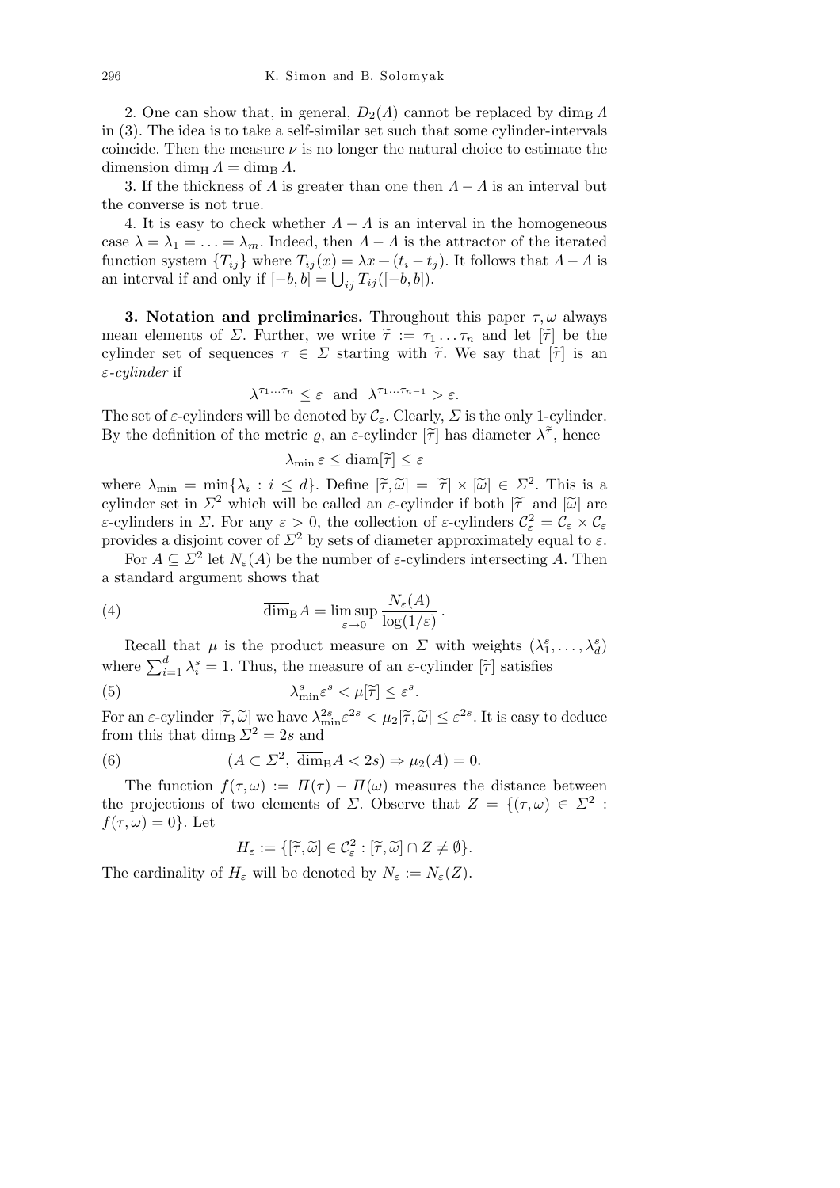2. One can show that, in general, $D_2(\Lambda)$ cannot be replaced by $\dim_{\mathrm{B}} \Lambda$ in (3). The idea is to take a self-similar set such that some cylinder-intervals coincide. Then the measure $\nu$ is no longer the natural choice to estimate the dimension $\dim_{\mathrm{H}} \Lambda = \dim_{\mathrm{B}} \Lambda$.

3. If the thickness of $\Lambda$ is greater than one then $\Lambda - \Lambda$ is an interval but the converse is not true.

4. It is easy to check whether $\Lambda - \Lambda$ is an interval in the homogeneous case $\lambda = \lambda_1 = \ldots = \lambda_m$. Indeed, then $\Lambda - \Lambda$ is the attractor of the iterated function system $\{T_{ij}\}$ where $T_{ij}(x) = \lambda x + (t_i - t_j)$. It follows that $\Lambda - \Lambda$ is an interval if and only if $[-b, b] = \bigcup_{ij} T_{ij}([-b, b])$.

**3. Notation and preliminaries.** Throughout this paper $\tau, \omega$ always mean elements of $\Sigma$. Further, we write $\widetilde{\tau} := \tau_1 \ldots \tau_n$ and let $[\widetilde{\tau}]$ be the cylinder set of sequences $\tau \in \Sigma$ starting with $\widetilde{\tau}$. We say that $[\widetilde{\tau}]$ is an *$\varepsilon$-cylinder* if

$$\lambda^{\tau_1 \ldots \tau_n} \leq \varepsilon \quad \text{and} \quad \lambda^{\tau_1 \ldots \tau_{n-1}} > \varepsilon.$$

The set of $\varepsilon$-cylinders will be denoted by $\mathcal{C}_\varepsilon$. Clearly, $\Sigma$ is the only 1-cylinder. By the definition of the metric $\varrho$, an $\varepsilon$-cylinder $[\widetilde{\tau}]$ has diameter $\lambda^{\widetilde{\tau}}$, hence

$$\lambda_{\min} \varepsilon \leq \operatorname{diam}[\widetilde{\tau}] \leq \varepsilon$$

where $\lambda_{\min} = \min\{\lambda_i : i \leq d\}$. Define $[\widetilde{\tau}, \widetilde{\omega}] = [\widetilde{\tau}] \times [\widetilde{\omega}] \in \Sigma^2$. This is a cylinder set in $\Sigma^2$ which will be called an $\varepsilon$-cylinder if both $[\widetilde{\tau}]$ and $[\widetilde{\omega}]$ are $\varepsilon$-cylinders in $\Sigma$. For any $\varepsilon > 0$, the collection of $\varepsilon$-cylinders $\mathcal{C}_\varepsilon^2 = \mathcal{C}_\varepsilon \times \mathcal{C}_\varepsilon$ provides a disjoint cover of $\Sigma^2$ by sets of diameter approximately equal to $\varepsilon$.

For $A \subseteq \Sigma^2$ let $N_\varepsilon(A)$ be the number of $\varepsilon$-cylinders intersecting $A$. Then a standard argument shows that

$$\overline{\dim}_{\mathrm{B}} A = \limsup_{\varepsilon \to 0} \frac{N_\varepsilon(A)}{\log(1/\varepsilon)}\,. \tag{4}$$

Recall that $\mu$ is the product measure on $\Sigma$ with weights $(\lambda_1^s, \ldots, \lambda_d^s)$ where $\sum_{i=1}^d \lambda_i^s = 1$. Thus, the measure of an $\varepsilon$-cylinder $[\widetilde{\tau}]$ satisfies

$$\lambda_{\min}^s \varepsilon^s < \mu[\widetilde{\tau}] \leq \varepsilon^s. \tag{5}$$

For an $\varepsilon$-cylinder $[\widetilde{\tau}, \widetilde{\omega}]$ we have $\lambda_{\min}^{2s} \varepsilon^{2s} < \mu_2[\widetilde{\tau}, \widetilde{\omega}] \leq \varepsilon^{2s}$. It is easy to deduce from this that $\dim_{\mathrm{B}} \Sigma^2 = 2s$ and

$$(A \subset \Sigma^2,\ \overline{\dim}_{\mathrm{B}} A < 2s) \Rightarrow \mu_2(A) = 0. \tag{6}$$

The function $f(\tau, \omega) := \Pi(\tau) - \Pi(\omega)$ measures the distance between the projections of two elements of $\Sigma$. Observe that $Z = \{(\tau, \omega) \in \Sigma^2 : f(\tau, \omega) = 0\}$. Let

$$H_\varepsilon := \{[\widetilde{\tau}, \widetilde{\omega}] \in \mathcal{C}_\varepsilon^2 : [\widetilde{\tau}, \widetilde{\omega}] \cap Z \neq \emptyset\}.$$

The cardinality of $H_\varepsilon$ will be denoted by $N_\varepsilon := N_\varepsilon(Z)$.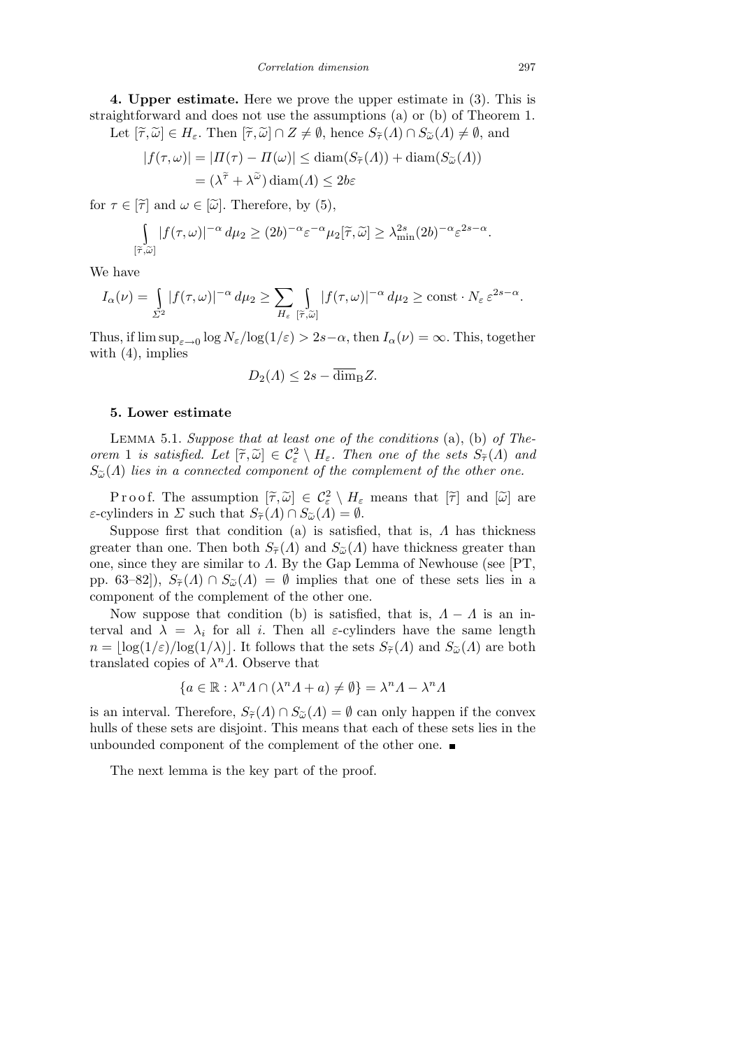**4. Upper estimate.** Here we prove the upper estimate in (3). This is straightforward and does not use the assumptions (a) or (b) of Theorem 1.

Let $[\widetilde{\tau},\widetilde{\omega}] \in H_\varepsilon$. Then $[\widetilde{\tau},\widetilde{\omega}] \cap Z \neq \emptyset$, hence $S_{\widetilde{\tau}}(\Lambda) \cap S_{\widetilde{\omega}}(\Lambda) \neq \emptyset$, and

$$\begin{aligned}|f(\tau,\omega)| = |\Pi(\tau) - \Pi(\omega)| &\leq \operatorname{diam}(S_{\widetilde{\tau}}(\Lambda)) + \operatorname{diam}(S_{\widetilde{\omega}}(\Lambda)) \\ &= (\lambda^{\widetilde{\tau}} + \lambda^{\widetilde{\omega}}) \operatorname{diam}(\Lambda) \leq 2b\varepsilon\end{aligned}$$

for $\tau \in [\widetilde{\tau}]$ and $\omega \in [\widetilde{\omega}]$. Therefore, by (5),

$$\int_{[\widetilde{\tau},\widetilde{\omega}]} |f(\tau,\omega)|^{-\alpha}\, d\mu_2 \geq (2b)^{-\alpha}\varepsilon^{-\alpha}\mu_2[\widetilde{\tau},\widetilde{\omega}] \geq \lambda_{\min}^{2s}(2b)^{-\alpha}\varepsilon^{2s-\alpha}.$$

We have

$$I_\alpha(\nu) = \int_{\Sigma^2} |f(\tau,\omega)|^{-\alpha}\, d\mu_2 \geq \sum_{H_\varepsilon} \int_{[\widetilde{\tau},\widetilde{\omega}]} |f(\tau,\omega)|^{-\alpha}\, d\mu_2 \geq \text{const} \cdot N_\varepsilon\, \varepsilon^{2s-\alpha}.$$

Thus, if $\limsup_{\varepsilon\to 0} \log N_\varepsilon / \log(1/\varepsilon) > 2s - \alpha$, then $I_\alpha(\nu) = \infty$. This, together with (4), implies

$$D_2(\Lambda) \leq 2s - \overline{\dim}_{\mathrm{B}} Z.$$

**5. Lower estimate**

Lemma 5.1. *Suppose that at least one of the conditions* (a), (b) *of Theorem* 1 *is satisfied. Let* $[\widetilde{\tau},\widetilde{\omega}] \in \mathcal{C}_\varepsilon^2 \setminus H_\varepsilon$. *Then one of the sets* $S_{\widetilde{\tau}}(\Lambda)$ *and* $S_{\widetilde{\omega}}(\Lambda)$ *lies in a connected component of the complement of the other one.*

Proof. The assumption $[\widetilde{\tau},\widetilde{\omega}] \in \mathcal{C}_\varepsilon^2 \setminus H_\varepsilon$ means that $[\widetilde{\tau}]$ and $[\widetilde{\omega}]$ are $\varepsilon$-cylinders in $\Sigma$ such that $S_{\widetilde{\tau}}(\Lambda) \cap S_{\widetilde{\omega}}(\Lambda) = \emptyset$.

Suppose first that condition (a) is satisfied, that is, $\Lambda$ has thickness greater than one. Then both $S_{\widetilde{\tau}}(\Lambda)$ and $S_{\widetilde{\omega}}(\Lambda)$ have thickness greater than one, since they are similar to $\Lambda$. By the Gap Lemma of Newhouse (see [PT, pp. 63–82]), $S_{\widetilde{\tau}}(\Lambda) \cap S_{\widetilde{\omega}}(\Lambda) = \emptyset$ implies that one of these sets lies in a component of the complement of the other one.

Now suppose that condition (b) is satisfied, that is, $\Lambda - \Lambda$ is an interval and $\lambda = \lambda_i$ for all $i$. Then all $\varepsilon$-cylinders have the same length $n = \lfloor \log(1/\varepsilon)/\log(1/\lambda) \rfloor$. It follows that the sets $S_{\widetilde{\tau}}(\Lambda)$ and $S_{\widetilde{\omega}}(\Lambda)$ are both translated copies of $\lambda^n\Lambda$. Observe that

$$\{a \in \mathbb{R} : \lambda^n\Lambda \cap (\lambda^n\Lambda + a) \neq \emptyset\} = \lambda^n\Lambda - \lambda^n\Lambda$$

is an interval. Therefore, $S_{\widetilde{\tau}}(\Lambda) \cap S_{\widetilde{\omega}}(\Lambda) = \emptyset$ can only happen if the convex hulls of these sets are disjoint. This means that each of these sets lies in the unbounded component of the complement of the other one. ∎

The next lemma is the key part of the proof.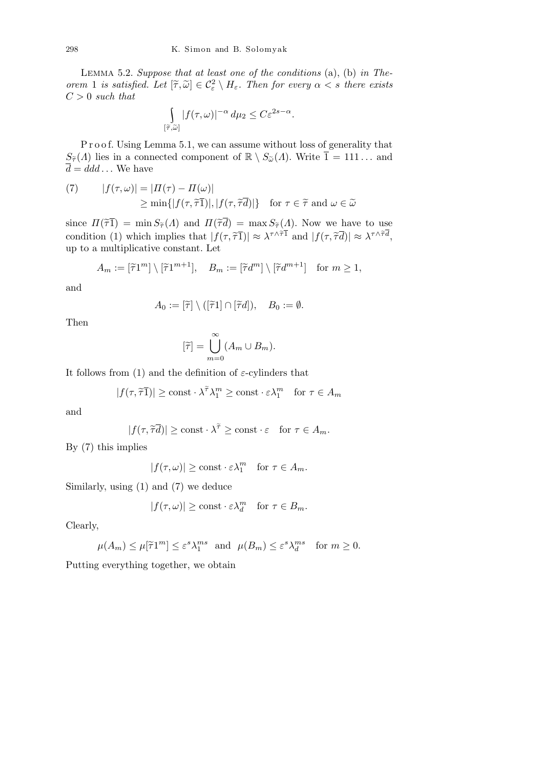Lemma 5.2. *Suppose that at least one of the conditions* (a), (b) *in Theorem* 1 *is satisfied. Let* $[\widetilde{\tau},\widetilde{\omega}] \in \mathcal{C}^2_\varepsilon \setminus H_\varepsilon$. *Then for every* $\alpha < s$ *there exists* $C > 0$ *such that*

$$\int\limits_{[\widetilde{\tau},\widetilde{\omega}]} |f(\tau,\omega)|^{-\alpha}\, d\mu_2 \le C\varepsilon^{2s-\alpha}.$$

Proof. Using Lemma 5.1, we can assume without loss of generality that $S_{\widetilde{\tau}}(\Lambda)$ lies in a connected component of $\mathbb{R} \setminus S_{\widetilde{\omega}}(\Lambda)$. Write $\overline{1} = 111\ldots$ and $\overline{d} = ddd\ldots$ We have

$$(7) \qquad \begin{aligned} |f(\tau,\omega)| &= |\Pi(\tau) - \Pi(\omega)| \\ &\ge \min\{|f(\tau,\widetilde{\tau}\overline{1})|, |f(\tau,\widetilde{\tau}\overline{d})|\} \quad \text{for } \tau \in \widetilde{\tau} \text{ and } \omega \in \widetilde{\omega} \end{aligned}$$

since $\Pi(\widetilde{\tau}\overline{1}) = \min S_{\widetilde{\tau}}(\Lambda)$ and $\Pi(\widetilde{\tau}\overline{d}) = \max S_{\widetilde{\tau}}(\Lambda)$. Now we have to use condition (1) which implies that $|f(\tau,\widetilde{\tau}\overline{1})| \approx \lambda^{\tau\wedge\widetilde{\tau}\overline{1}}$ and $|f(\tau,\widetilde{\tau}\overline{d})| \approx \lambda^{\tau\wedge\widetilde{\tau}\overline{d}}$, up to a multiplicative constant. Let

$$A_m := [\widetilde{\tau}1^m] \setminus [\widetilde{\tau}1^{m+1}], \quad B_m := [\widetilde{\tau}d^m] \setminus [\widetilde{\tau}d^{m+1}] \quad \text{for } m \ge 1,$$

and

$$A_0 := [\widetilde{\tau}] \setminus ([\widetilde{\tau}1] \cap [\widetilde{\tau}d]), \quad B_0 := \emptyset.$$

Then

$$[\widetilde{\tau}] = \bigcup_{m=0}^{\infty} (A_m \cup B_m).$$

It follows from (1) and the definition of $\varepsilon$-cylinders that

$$|f(\tau,\widetilde{\tau}\overline{1})| \ge \text{const}\cdot\lambda^{\widetilde{\tau}}\lambda_1^m \ge \text{const}\cdot\varepsilon\lambda_1^m \quad \text{for } \tau \in A_m$$

and

$$|f(\tau,\widetilde{\tau}\overline{d})| \ge \text{const}\cdot\lambda^{\widetilde{\tau}} \ge \text{const}\cdot\varepsilon \quad \text{for } \tau \in A_m.$$

By (7) this implies

$$|f(\tau,\omega)| \ge \text{const}\cdot\varepsilon\lambda_1^m \quad \text{for } \tau \in A_m.$$

Similarly, using (1) and (7) we deduce

$$|f(\tau,\omega)| \ge \text{const}\cdot\varepsilon\lambda_d^m \quad \text{for } \tau \in B_m.$$

Clearly,

$$\mu(A_m) \le \mu[\widetilde{\tau}1^m] \le \varepsilon^s\lambda_1^{ms} \text{ and } \mu(B_m) \le \varepsilon^s\lambda_d^{ms} \quad \text{for } m \ge 0.$$

Putting everything together, we obtain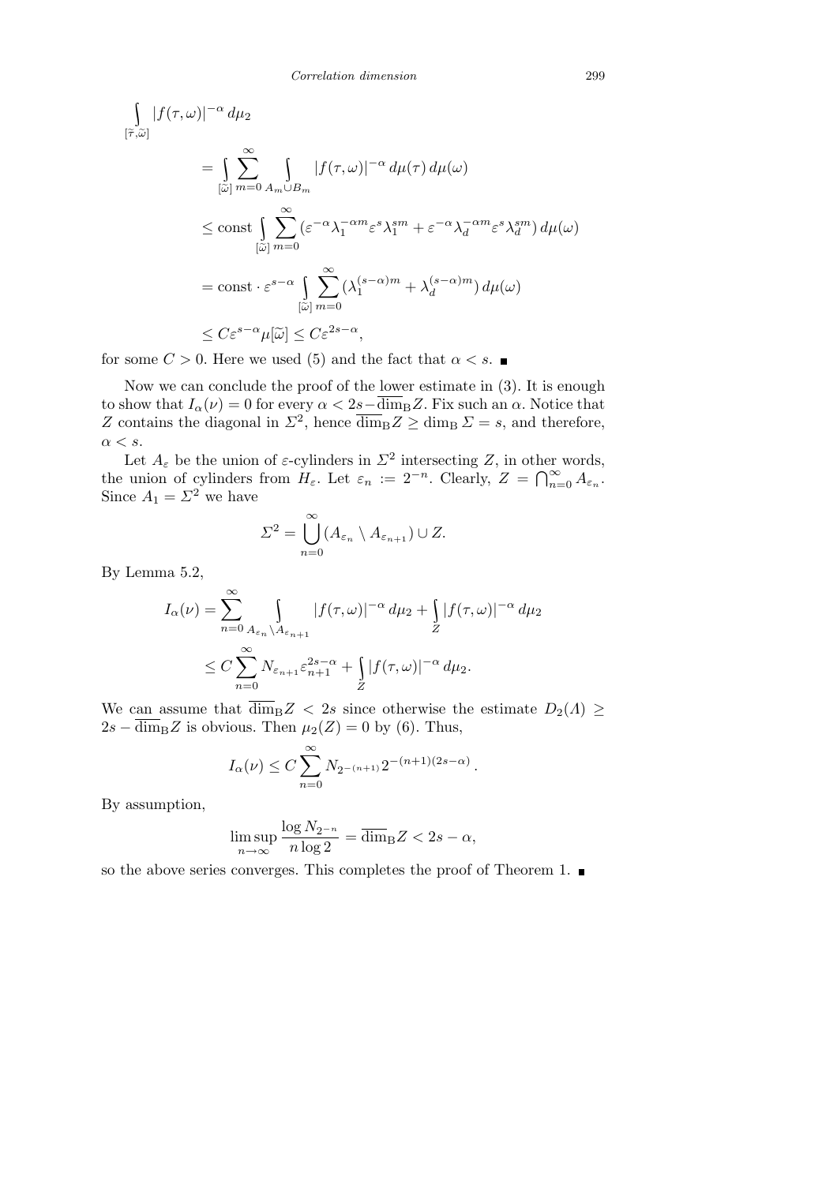$$
\begin{aligned}
\int_{[\widetilde{\tau},\widetilde{\omega}]} |f(\tau,\omega)|^{-\alpha}\, d\mu_2
&= \int_{[\widetilde{\omega}]} \sum_{m=0}^{\infty} \int_{A_m \cup B_m} |f(\tau,\omega)|^{-\alpha}\, d\mu(\tau)\, d\mu(\omega) \\
&\le \text{const} \int_{[\widetilde{\omega}]} \sum_{m=0}^{\infty} (\varepsilon^{-\alpha}\lambda_1^{-\alpha m}\varepsilon^{s}\lambda_1^{sm} + \varepsilon^{-\alpha}\lambda_d^{-\alpha m}\varepsilon^{s}\lambda_d^{sm})\, d\mu(\omega) \\
&= \text{const}\cdot \varepsilon^{s-\alpha} \int_{[\widetilde{\omega}]} \sum_{m=0}^{\infty} (\lambda_1^{(s-\alpha)m} + \lambda_d^{(s-\alpha)m})\, d\mu(\omega) \\
&\le C\varepsilon^{s-\alpha}\mu[\widetilde{\omega}] \le C\varepsilon^{2s-\alpha},
\end{aligned}
$$

for some $C>0$. Here we used (5) and the fact that $\alpha < s$. ∎

Now we can conclude the proof of the lower estimate in (3). It is enough to show that $I_\alpha(\nu) = 0$ for every $\alpha < 2s - \overline{\dim}_{\mathrm{B}} Z$. Fix such an $\alpha$. Notice that $Z$ contains the diagonal in $\Sigma^2$, hence $\overline{\dim}_{\mathrm{B}} Z \ge \dim_{\mathrm{B}} \Sigma = s$, and therefore, $\alpha < s$.

Let $A_\varepsilon$ be the union of $\varepsilon$-cylinders in $\Sigma^2$ intersecting $Z$, in other words, the union of cylinders from $H_\varepsilon$. Let $\varepsilon_n := 2^{-n}$. Clearly, $Z = \bigcap_{n=0}^{\infty} A_{\varepsilon_n}$. Since $A_1 = \Sigma^2$ we have

$$
\Sigma^2 = \bigcup_{n=0}^{\infty} (A_{\varepsilon_n} \setminus A_{\varepsilon_{n+1}}) \cup Z.
$$

By Lemma 5.2,

$$
\begin{aligned}
I_\alpha(\nu) &= \sum_{n=0}^{\infty} \int_{A_{\varepsilon_n}\setminus A_{\varepsilon_{n+1}}} |f(\tau,\omega)|^{-\alpha}\, d\mu_2 + \int_Z |f(\tau,\omega)|^{-\alpha}\, d\mu_2 \\
&\le C \sum_{n=0}^{\infty} N_{\varepsilon_{n+1}} \varepsilon_{n+1}^{2s-\alpha} + \int_Z |f(\tau,\omega)|^{-\alpha}\, d\mu_2.
\end{aligned}
$$

We can assume that $\overline{\dim}_{\mathrm{B}} Z < 2s$ since otherwise the estimate $D_2(\Lambda) \ge 2s - \overline{\dim}_{\mathrm{B}} Z$ is obvious. Then $\mu_2(Z) = 0$ by (6). Thus,

$$
I_\alpha(\nu) \le C \sum_{n=0}^{\infty} N_{2^{-(n+1)}} 2^{-(n+1)(2s-\alpha)}.
$$

By assumption,

$$
\limsup_{n\to\infty} \frac{\log N_{2^{-n}}}{n \log 2} = \overline{\dim}_{\mathrm{B}} Z < 2s - \alpha,
$$

so the above series converges. This completes the proof of Theorem 1. ∎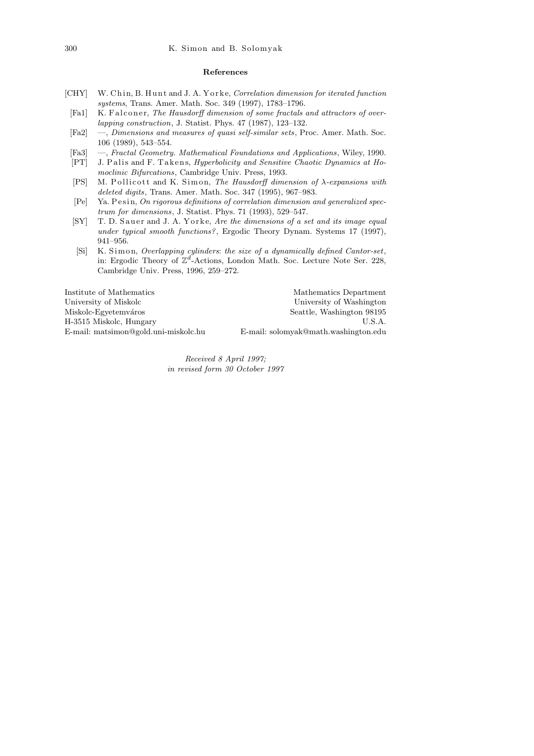### References

- [CHY] W. Chin, B. Hunt and J. A. Yorke, *Correlation dimension for iterated function systems*, Trans. Amer. Math. Soc. 349 (1997), 1783–1796.
- [Fa1] K. Falconer, *The Hausdorff dimension of some fractals and attractors of overlapping construction*, J. Statist. Phys. 47 (1987), 123–132.
- [Fa2] —, *Dimensions and measures of quasi self-similar sets*, Proc. Amer. Math. Soc. 106 (1989), 543–554.
- [Fa3] —, *Fractal Geometry. Mathematical Foundations and Applications*, Wiley, 1990.
- [PT] J. Palis and F. Takens, *Hyperbolicity and Sensitive Chaotic Dynamics at Homoclinic Bifurcations*, Cambridge Univ. Press, 1993.
- [PS] M. Pollicott and K. Simon, *The Hausdorff dimension of $\lambda$-expansions with deleted digits*, Trans. Amer. Math. Soc. 347 (1995), 967–983.
- [Pe] Ya. Pesin, *On rigorous definitions of correlation dimension and generalized spectrum for dimensions*, J. Statist. Phys. 71 (1993), 529–547.
- [SY] T. D. Sauer and J. A. Yorke, *Are the dimensions of a set and its image equal under typical smooth functions?*, Ergodic Theory Dynam. Systems 17 (1997), 941–956.
- [Si] K. Simon, *Overlapping cylinders: the size of a dynamically defined Cantor-set*, in: Ergodic Theory of $\mathbb{Z}^d$-Actions, London Math. Soc. Lecture Note Ser. 228, Cambridge Univ. Press, 1996, 259–272.

Institute of Mathematics
University of Miskolc
Miskolc-Egyetemváros
H-3515 Miskolc, Hungary
E-mail: matsimon@gold.uni-miskolc.hu

Mathematics Department
University of Washington
Seattle, Washington 98195
U.S.A.
E-mail: solomyak@math.washington.edu

*Received 8 April 1997;*
*in revised form 30 October 1997*